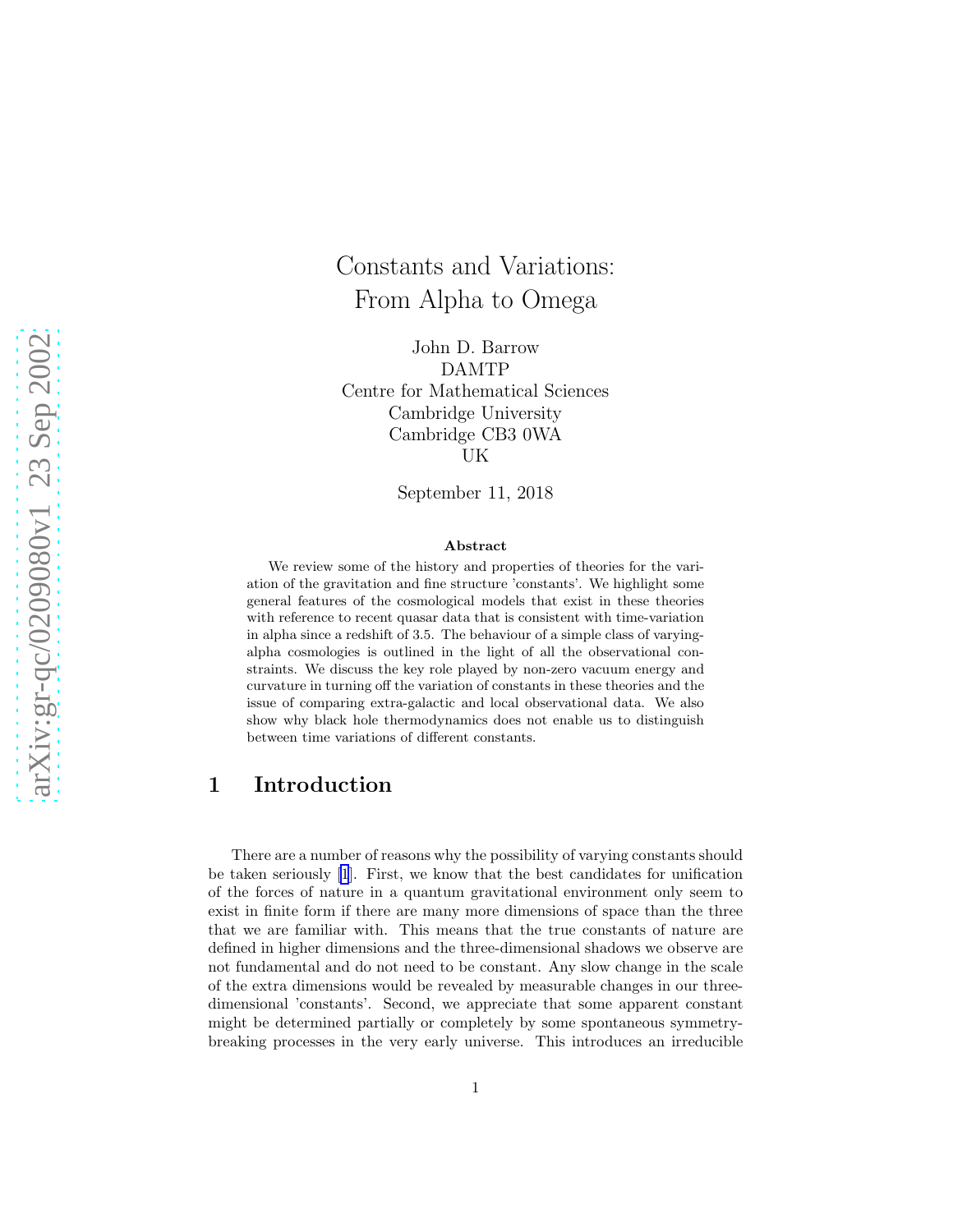# Constants and Variations: From Alpha to Omega

John D. Barrow
DAMTP
Centre for Mathematical Sciences
Cambridge University
Cambridge CB3 0WA
UK

September 11, 2018

### Abstract

We review some of the history and properties of theories for the variation of the gravitation and fine structure 'constants'. We highlight some general features of the cosmological models that exist in these theories with reference to recent quasar data that is consistent with time-variation in alpha since a redshift of 3.5. The behaviour of a simple class of varying-alpha cosmologies is outlined in the light of all the observational constraints. We discuss the key role played by non-zero vacuum energy and curvature in turning off the variation of constants in these theories and the issue of comparing extra-galactic and local observational data. We also show why black hole thermodynamics does not enable us to distinguish between time variations of different constants.

## 1 Introduction

There are a number of reasons why the possibility of varying constants should be taken seriously [1]. First, we know that the best candidates for unification of the forces of nature in a quantum gravitational environment only seem to exist in finite form if there are many more dimensions of space than the three that we are familiar with. This means that the true constants of nature are defined in higher dimensions and the three-dimensional shadows we observe are not fundamental and do not need to be constant. Any slow change in the scale of the extra dimensions would be revealed by measurable changes in our three-dimensional 'constants'. Second, we appreciate that some apparent constant might be determined partially or completely by some spontaneous symmetry-breaking processes in the very early universe. This introduces an irreducible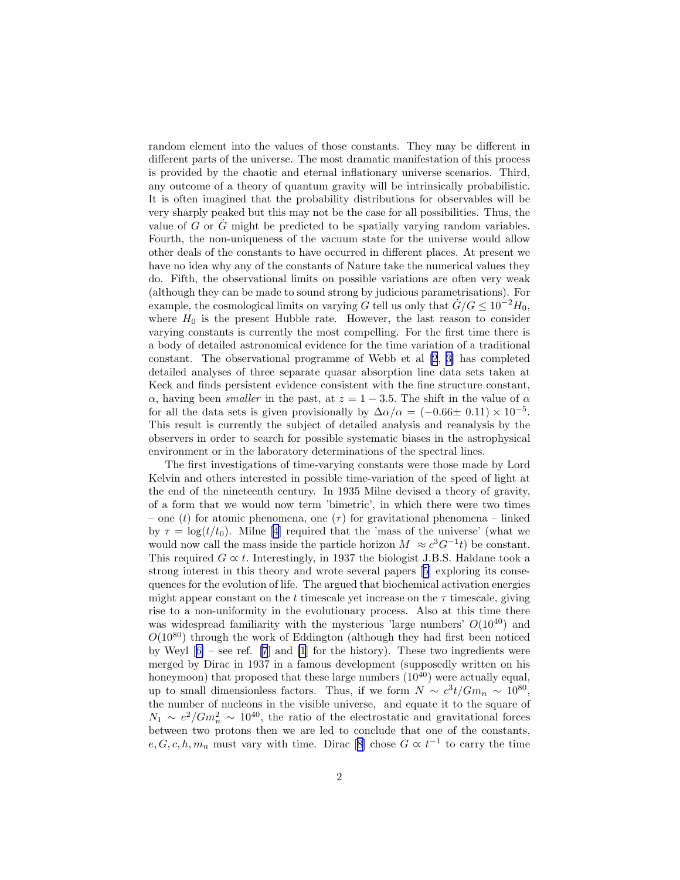random element into the values of those constants. They may be different in different parts of the universe. The most dramatic manifestation of this process is provided by the chaotic and eternal inflationary universe scenarios. Third, any outcome of a theory of quantum gravity will be intrinsically probabilistic. It is often imagined that the probability distributions for observables will be very sharply peaked but this may not be the case for all possibilities. Thus, the value of $G$ or $\dot{G}$ might be predicted to be spatially varying random variables. Fourth, the non-uniqueness of the vacuum state for the universe would allow other deals of the constants to have occurred in different places. At present we have no idea why any of the constants of Nature take the numerical values they do. Fifth, the observational limits on possible variations are often very weak (although they can be made to sound strong by judicious parametrisations). For example, the cosmological limits on varying $G$ tell us only that $\dot{G}/G \leq 10^{-2}H_0$, where $H_0$ is the present Hubble rate. However, the last reason to consider varying constants is currently the most compelling. For the first time there is a body of detailed astronomical evidence for the time variation of a traditional constant. The observational programme of Webb et al [2, 3] has completed detailed analyses of three separate quasar absorption line data sets taken at Keck and finds persistent evidence consistent with the fine structure constant, $\alpha$, having been *smaller* in the past, at $z = 1 - 3.5$. The shift in the value of $\alpha$ for all the data sets is given provisionally by $\Delta\alpha/\alpha = (-0.66 \pm 0.11) \times 10^{-5}$. This result is currently the subject of detailed analysis and reanalysis by the observers in order to search for possible systematic biases in the astrophysical environment or in the laboratory determinations of the spectral lines.

The first investigations of time-varying constants were those made by Lord Kelvin and others interested in possible time-variation of the speed of light at the end of the nineteenth century. In 1935 Milne devised a theory of gravity, of a form that we would now term 'bimetric', in which there were two times – one ($t$) for atomic phenomena, one ($\tau$) for gravitational phenomena – linked by $\tau = \log(t/t_0)$. Milne [4] required that the 'mass of the universe' (what we would now call the mass inside the particle horizon $M \approx c^3G^{-1}t$) be constant. This required $G \propto t$. Interestingly, in 1937 the biologist J.B.S. Haldane took a strong interest in this theory and wrote several papers [5] exploring its consequences for the evolution of life. The argued that biochemical activation energies might appear constant on the $t$ timescale yet increase on the $\tau$ timescale, giving rise to a non-uniformity in the evolutionary process. Also at this time there was widespread familiarity with the mysterious 'large numbers' $O(10^{40})$ and $O(10^{80})$ through the work of Eddington (although they had first been noticed by Weyl [6] – see ref. [7] and [1] for the history). These two ingredients were merged by Dirac in 1937 in a famous development (supposedly written on his honeymoon) that proposed that these large numbers ($10^{40}$) were actually equal, up to small dimensionless factors. Thus, if we form $N \sim c^3t/Gm_n \sim 10^{80}$, the number of nucleons in the visible universe, and equate it to the square of $N_1 \sim e^2/Gm_n^2 \sim 10^{40}$, the ratio of the electrostatic and gravitational forces between two protons then we are led to conclude that one of the constants, $e, G, c, h, m_n$ must vary with time. Dirac [8] chose $G \propto t^{-1}$ to carry the time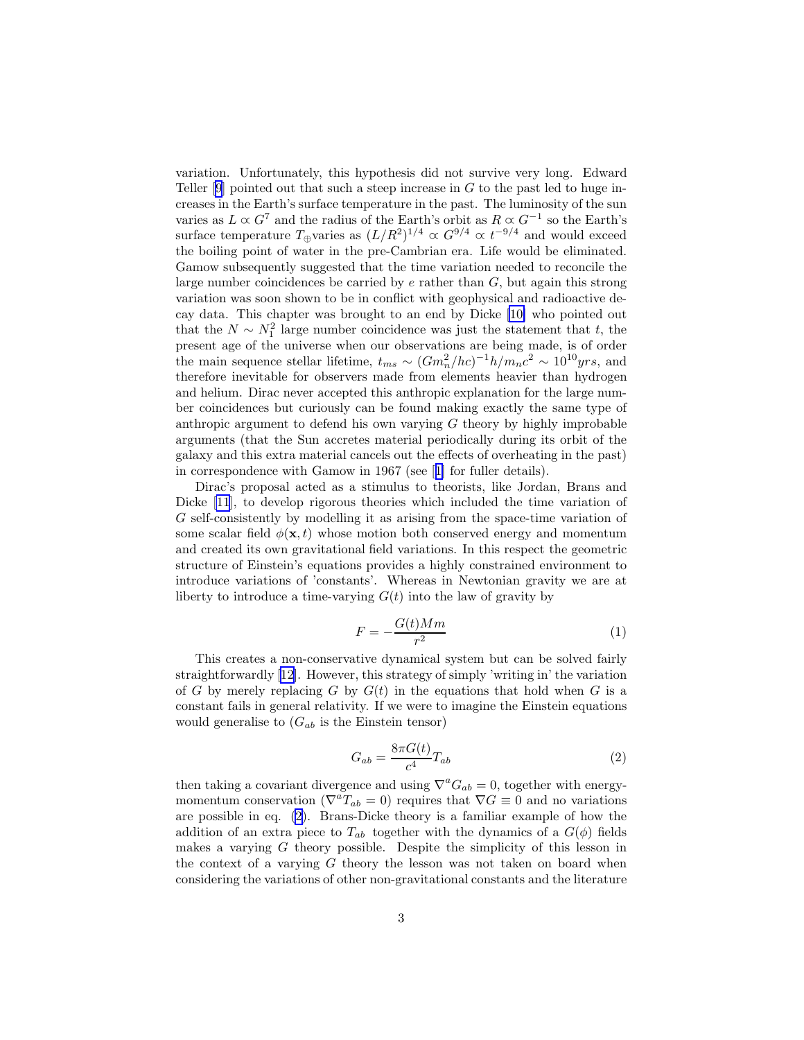variation. Unfortunately, this hypothesis did not survive very long. Edward Teller [9] pointed out that such a steep increase in $G$ to the past led to huge increases in the Earth's surface temperature in the past. The luminosity of the sun varies as $L \propto G^7$ and the radius of the Earth's orbit as $R \propto G^{-1}$ so the Earth's surface temperature $T_{\oplus}$varies as $(L/R^2)^{1/4} \propto G^{9/4} \propto t^{-9/4}$ and would exceed the boiling point of water in the pre-Cambrian era. Life would be eliminated. Gamow subsequently suggested that the time variation needed to reconcile the large number coincidences be carried by $e$ rather than $G$, but again this strong variation was soon shown to be in conflict with geophysical and radioactive decay data. This chapter was brought to an end by Dicke [10] who pointed out that the $N \sim N_1^2$ large number coincidence was just the statement that $t$, the present age of the universe when our observations are being made, is of order the main sequence stellar lifetime, $t_{ms} \sim (Gm_n^2/hc)^{-1}h/m_nc^2 \sim 10^{10}yrs$, and therefore inevitable for observers made from elements heavier than hydrogen and helium. Dirac never accepted this anthropic explanation for the large number coincidences but curiously can be found making exactly the same type of anthropic argument to defend his own varying $G$ theory by highly improbable arguments (that the Sun accretes material periodically during its orbit of the galaxy and this extra material cancels out the effects of overheating in the past) in correspondence with Gamow in 1967 (see [1] for fuller details).

Dirac's proposal acted as a stimulus to theorists, like Jordan, Brans and Dicke [11], to develop rigorous theories which included the time variation of $G$ self-consistently by modelling it as arising from the space-time variation of some scalar field $\phi(\mathbf{x}, t)$ whose motion both conserved energy and momentum and created its own gravitational field variations. In this respect the geometric structure of Einstein's equations provides a highly constrained environment to introduce variations of 'constants'. Whereas in Newtonian gravity we are at liberty to introduce a time-varying $G(t)$ into the law of gravity by

$$F = -\frac{G(t)Mm}{r^2} \tag{1}$$

This creates a non-conservative dynamical system but can be solved fairly straightforwardly [12]. However, this strategy of simply 'writing in' the variation of $G$ by merely replacing $G$ by $G(t)$ in the equations that hold when $G$ is a constant fails in general relativity. If we were to imagine the Einstein equations would generalise to ($G_{ab}$ is the Einstein tensor)

$$G_{ab} = \frac{8\pi G(t)}{c^4} T_{ab} \tag{2}$$

then taking a covariant divergence and using $\nabla^a G_{ab} = 0$, together with energy-momentum conservation ($\nabla^a T_{ab} = 0$) requires that $\nabla G \equiv 0$ and no variations are possible in eq. (2). Brans-Dicke theory is a familiar example of how the addition of an extra piece to $T_{ab}$ together with the dynamics of a $G(\phi)$ fields makes a varying $G$ theory possible. Despite the simplicity of this lesson in the context of a varying $G$ theory the lesson was not taken on board when considering the variations of other non-gravitational constants and the literature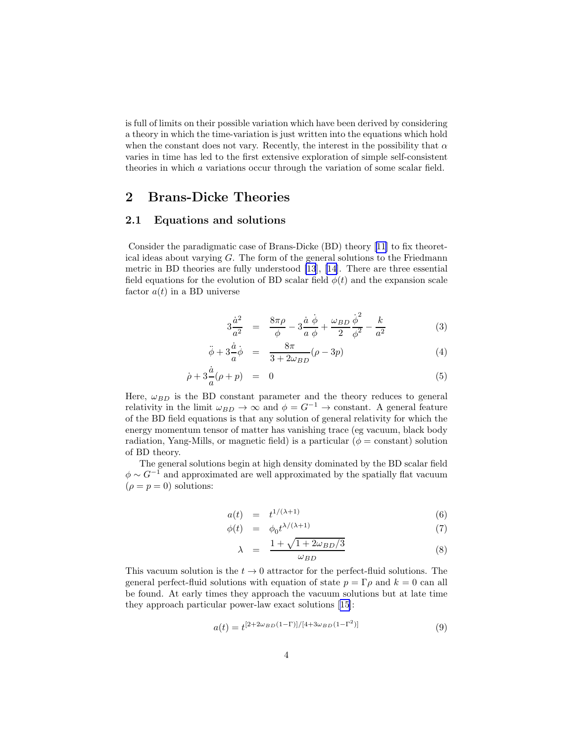is full of limits on their possible variation which have been derived by considering a theory in which the time-variation is just written into the equations which hold when the constant does not vary. Recently, the interest in the possibility that $\alpha$ varies in time has led to the first extensive exploration of simple self-consistent theories in which $a$ variations occur through the variation of some scalar field.

# 2 Brans-Dicke Theories

## 2.1 Equations and solutions

Consider the paradigmatic case of Brans-Dicke (BD) theory [11] to fix theoretical ideas about varying $G$. The form of the general solutions to the Friedmann metric in BD theories are fully understood [13], [14]. There are three essential field equations for the evolution of BD scalar field $\phi(t)$ and the expansion scale factor $a(t)$ in a BD universe

$$3\frac{\dot{a}^2}{a^2} = \frac{8\pi\rho}{\phi} - 3\frac{\dot{a}}{a}\frac{\dot{\phi}}{\phi} + \frac{\omega_{BD}}{2}\frac{\dot{\phi}^2}{\phi^2} - \frac{k}{a^2} \tag{3}$$

$$\ddot{\phi} + 3\frac{\dot{a}}{a}\dot{\phi} = \frac{8\pi}{3+2\omega_{BD}}(\rho - 3p) \tag{4}$$

$$\dot{\rho} + 3\frac{\dot{a}}{a}(\rho + p) = 0 \tag{5}$$

Here, $\omega_{BD}$ is the BD constant parameter and the theory reduces to general relativity in the limit $\omega_{BD} \to \infty$ and $\phi = G^{-1} \to$ constant. A general feature of the BD field equations is that any solution of general relativity for which the energy momentum tensor of matter has vanishing trace (eg vacuum, black body radiation, Yang-Mills, or magnetic field) is a particular ($\phi =$ constant) solution of BD theory.

The general solutions begin at high density dominated by the BD scalar field $\phi \sim G^{-1}$ and approximated are well approximated by the spatially flat vacuum ($\rho = p = 0$) solutions:

$$a(t) = t^{1/(\lambda+1)} \tag{6}$$

$$\phi(t) = \phi_0 t^{\lambda/(\lambda+1)} \tag{7}$$

$$\lambda = \frac{1+\sqrt{1+2\omega_{BD}/3}}{\omega_{BD}} \tag{8}$$

This vacuum solution is the $t \to 0$ attractor for the perfect-fluid solutions. The general perfect-fluid solutions with equation of state $p = \Gamma\rho$ and $k = 0$ can all be found. At early times they approach the vacuum solutions but at late time they approach particular power-law exact solutions [15]:

$$a(t) = t^{[2+2\omega_{BD}(1-\Gamma)]/[4+3\omega_{BD}(1-\Gamma^2)]} \tag{9}$$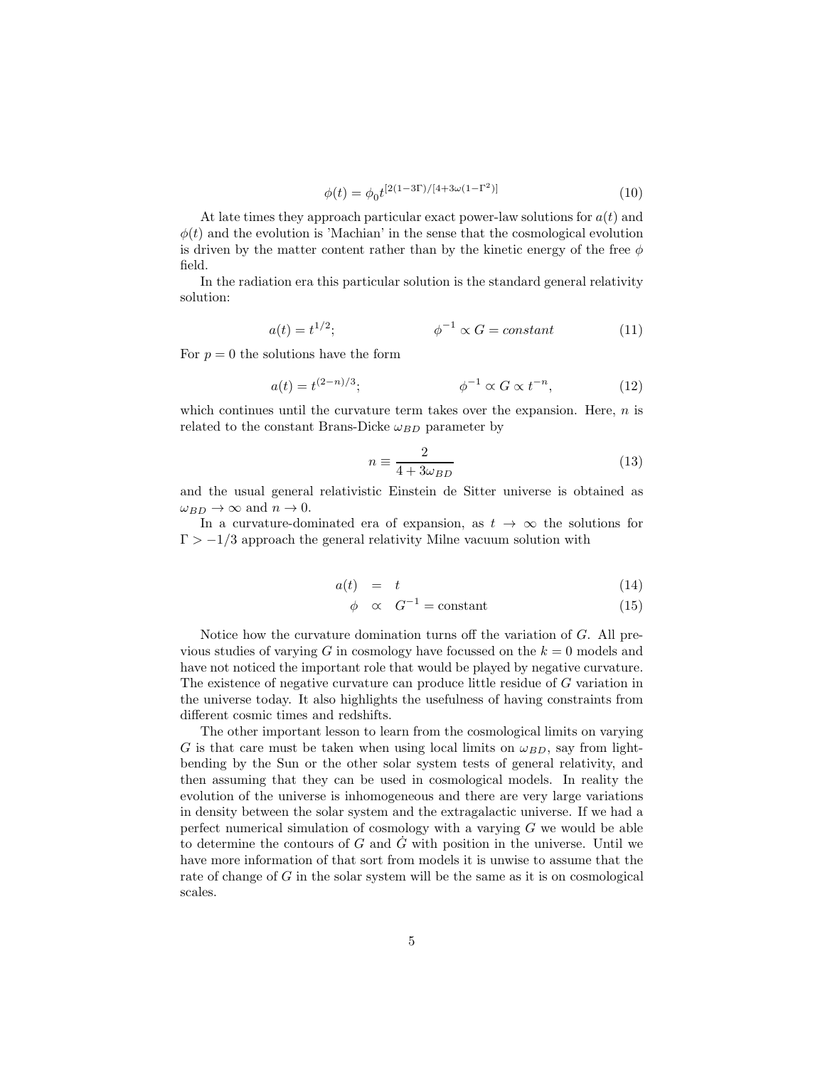$$\phi(t) = \phi_0 t^{[2(1-3\Gamma)/[4+3\omega(1-\Gamma^2)]} \tag{10}$$

At late times they approach particular exact power-law solutions for $a(t)$ and $\phi(t)$ and the evolution is 'Machian' in the sense that the cosmological evolution is driven by the matter content rather than by the kinetic energy of the free $\phi$ field.

In the radiation era this particular solution is the standard general relativity solution:

$$a(t) = t^{1/2}; \qquad \phi^{-1} \propto G = constant \tag{11}$$

For $p = 0$ the solutions have the form

$$a(t) = t^{(2-n)/3}; \qquad \phi^{-1} \propto G \propto t^{-n}, \tag{12}$$

which continues until the curvature term takes over the expansion. Here, $n$ is related to the constant Brans-Dicke $\omega_{BD}$ parameter by

$$n \equiv \frac{2}{4 + 3\omega_{BD}} \tag{13}$$

and the usual general relativistic Einstein de Sitter universe is obtained as $\omega_{BD} \to \infty$ and $n \to 0$.

In a curvature-dominated era of expansion, as $t \to \infty$ the solutions for $\Gamma > -1/3$ approach the general relativity Milne vacuum solution with

$$a(t) = t \tag{14}$$

$$\phi \propto G^{-1} = \text{constant} \tag{15}$$

Notice how the curvature domination turns off the variation of $G$. All previous studies of varying $G$ in cosmology have focussed on the $k = 0$ models and have not noticed the important role that would be played by negative curvature. The existence of negative curvature can produce little residue of $G$ variation in the universe today. It also highlights the usefulness of having constraints from different cosmic times and redshifts.

The other important lesson to learn from the cosmological limits on varying $G$ is that care must be taken when using local limits on $\omega_{BD}$, say from light-bending by the Sun or the other solar system tests of general relativity, and then assuming that they can be used in cosmological models. In reality the evolution of the universe is inhomogeneous and there are very large variations in density between the solar system and the extragalactic universe. If we had a perfect numerical simulation of cosmology with a varying $G$ we would be able to determine the contours of $G$ and $\dot{G}$ with position in the universe. Until we have more information of that sort from models it is unwise to assume that the rate of change of $G$ in the solar system will be the same as it is on cosmological scales.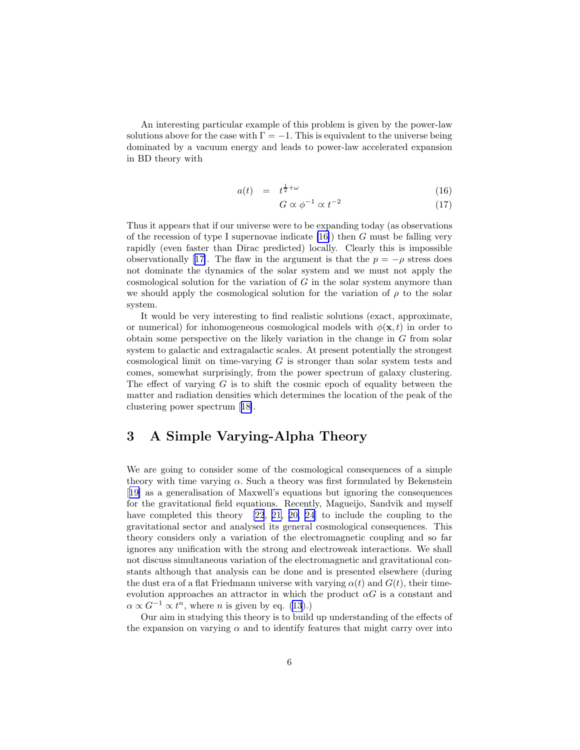An interesting particular example of this problem is given by the power-law solutions above for the case with $\Gamma = -1$. This is equivalent to the universe being dominated by a vacuum energy and leads to power-law accelerated expansion in BD theory with

$$a(t) = t^{\frac{1}{2}+\omega} \tag{16}$$

$$G \propto \phi^{-1} \propto t^{-2} \tag{17}$$

Thus it appears that if our universe were to be expanding today (as observations of the recession of type I supernovae indicate [16]) then $G$ must be falling very rapidly (even faster than Dirac predicted) locally. Clearly this is impossible observationally [17]. The flaw in the argument is that the $p = -\rho$ stress does not dominate the dynamics of the solar system and we must not apply the cosmological solution for the variation of $G$ in the solar system anymore than we should apply the cosmological solution for the variation of $\rho$ to the solar system.

It would be very interesting to find realistic solutions (exact, approximate, or numerical) for inhomogeneous cosmological models with $\phi(\mathbf{x}, t)$ in order to obtain some perspective on the likely variation in the change in $G$ from solar system to galactic and extragalactic scales. At present potentially the strongest cosmological limit on time-varying $G$ is stronger than solar system tests and comes, somewhat surprisingly, from the power spectrum of galaxy clustering. The effect of varying $G$ is to shift the cosmic epoch of equality between the matter and radiation densities which determines the location of the peak of the clustering power spectrum [18].

## 3 A Simple Varying-Alpha Theory

We are going to consider some of the cosmological consequences of a simple theory with time varying $\alpha$. Such a theory was first formulated by Bekenstein [19] as a generalisation of Maxwell's equations but ignoring the consequences for the gravitational field equations. Recently, Magueijo, Sandvik and myself have completed this theory [22, 21, 20, 24] to include the coupling to the gravitational sector and analysed its general cosmological consequences. This theory considers only a variation of the electromagnetic coupling and so far ignores any unification with the strong and electroweak interactions. We shall not discuss simultaneous variation of the electromagnetic and gravitational constants although that analysis can be done and is presented elsewhere (during the dust era of a flat Friedmann universe with varying $\alpha(t)$ and $G(t)$, their time-evolution approaches an attractor in which the product $\alpha G$ is a constant and $\alpha \propto G^{-1} \propto t^n$, where $n$ is given by eq. (13).)

Our aim in studying this theory is to build up understanding of the effects of the expansion on varying $\alpha$ and to identify features that might carry over into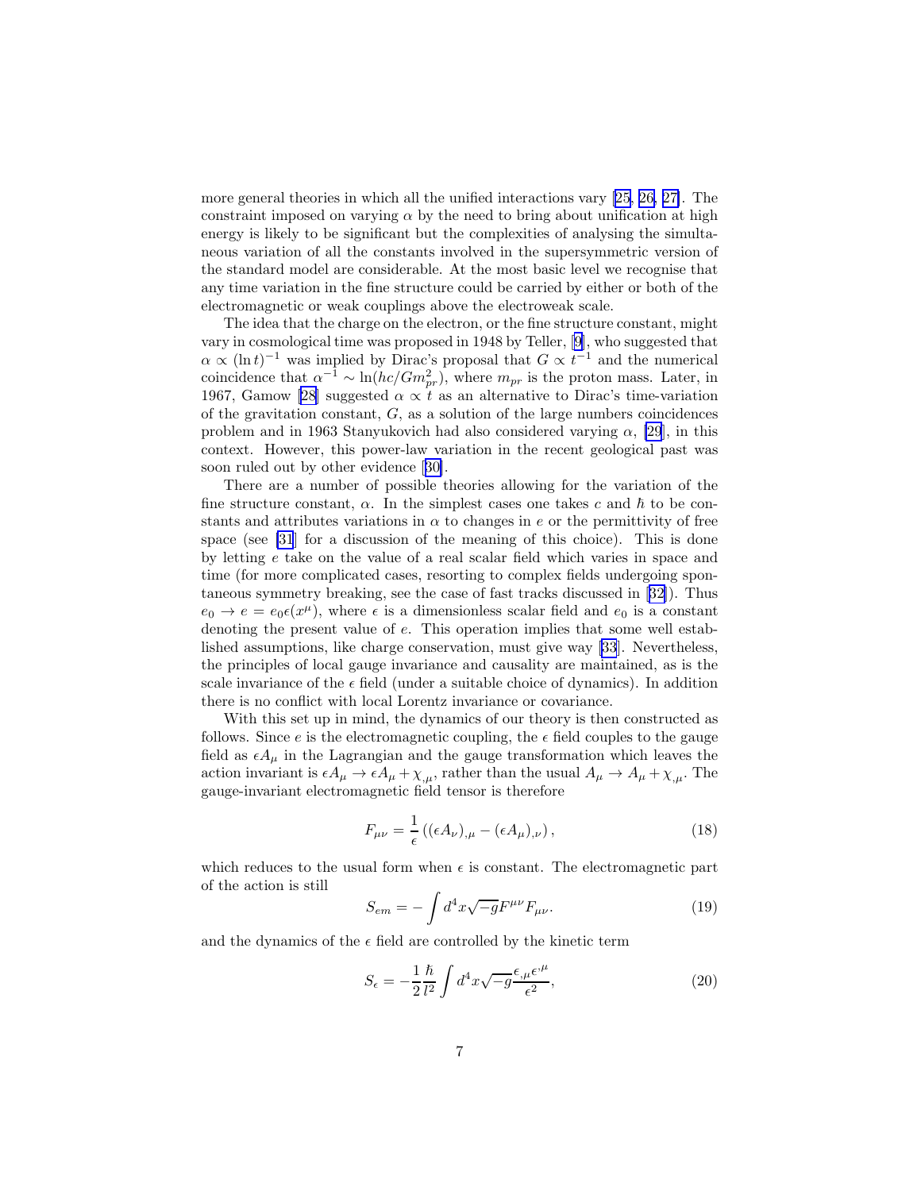more general theories in which all the unified interactions vary [25, 26, 27]. The constraint imposed on varying $\alpha$ by the need to bring about unification at high energy is likely to be significant but the complexities of analysing the simultaneous variation of all the constants involved in the supersymmetric version of the standard model are considerable. At the most basic level we recognise that any time variation in the fine structure could be carried by either or both of the electromagnetic or weak couplings above the electroweak scale.

The idea that the charge on the electron, or the fine structure constant, might vary in cosmological time was proposed in 1948 by Teller, [9], who suggested that $\alpha \propto (\ln t)^{-1}$ was implied by Dirac's proposal that $G \propto t^{-1}$ and the numerical coincidence that $\alpha^{-1} \sim \ln(hc/Gm_{pr}^2)$, where $m_{pr}$ is the proton mass. Later, in 1967, Gamow [28] suggested $\alpha \propto t$ as an alternative to Dirac's time-variation of the gravitation constant, $G$, as a solution of the large numbers coincidences problem and in 1963 Stanyukovich had also considered varying $\alpha$, [29], in this context. However, this power-law variation in the recent geological past was soon ruled out by other evidence [30].

There are a number of possible theories allowing for the variation of the fine structure constant, $\alpha$. In the simplest cases one takes $c$ and $\hbar$ to be constants and attributes variations in $\alpha$ to changes in $e$ or the permittivity of free space (see [31] for a discussion of the meaning of this choice). This is done by letting $e$ take on the value of a real scalar field which varies in space and time (for more complicated cases, resorting to complex fields undergoing spontaneous symmetry breaking, see the case of fast tracks discussed in [32]). Thus $e_0 \to e = e_0\epsilon(x^\mu)$, where $\epsilon$ is a dimensionless scalar field and $e_0$ is a constant denoting the present value of $e$. This operation implies that some well established assumptions, like charge conservation, must give way [33]. Nevertheless, the principles of local gauge invariance and causality are maintained, as is the scale invariance of the $\epsilon$ field (under a suitable choice of dynamics). In addition there is no conflict with local Lorentz invariance or covariance.

With this set up in mind, the dynamics of our theory is then constructed as follows. Since $e$ is the electromagnetic coupling, the $\epsilon$ field couples to the gauge field as $\epsilon A_\mu$ in the Lagrangian and the gauge transformation which leaves the action invariant is $\epsilon A_\mu \to \epsilon A_\mu + \chi_{,\mu}$, rather than the usual $A_\mu \to A_\mu + \chi_{,\mu}$. The gauge-invariant electromagnetic field tensor is therefore

$$F_{\mu\nu} = \frac{1}{\epsilon}\left((\epsilon A_\nu)_{,\mu} - (\epsilon A_\mu)_{,\nu}\right), \tag{18}$$

which reduces to the usual form when $\epsilon$ is constant. The electromagnetic part of the action is still

$$S_{em} = -\int d^4x\sqrt{-g}F^{\mu\nu}F_{\mu\nu}. \tag{19}$$

and the dynamics of the $\epsilon$ field are controlled by the kinetic term

$$S_\epsilon = -\frac{1}{2}\frac{\hbar}{l^2}\int d^4x\sqrt{-g}\frac{\epsilon_{,\mu}\epsilon^{,\mu}}{\epsilon^2}, \tag{20}$$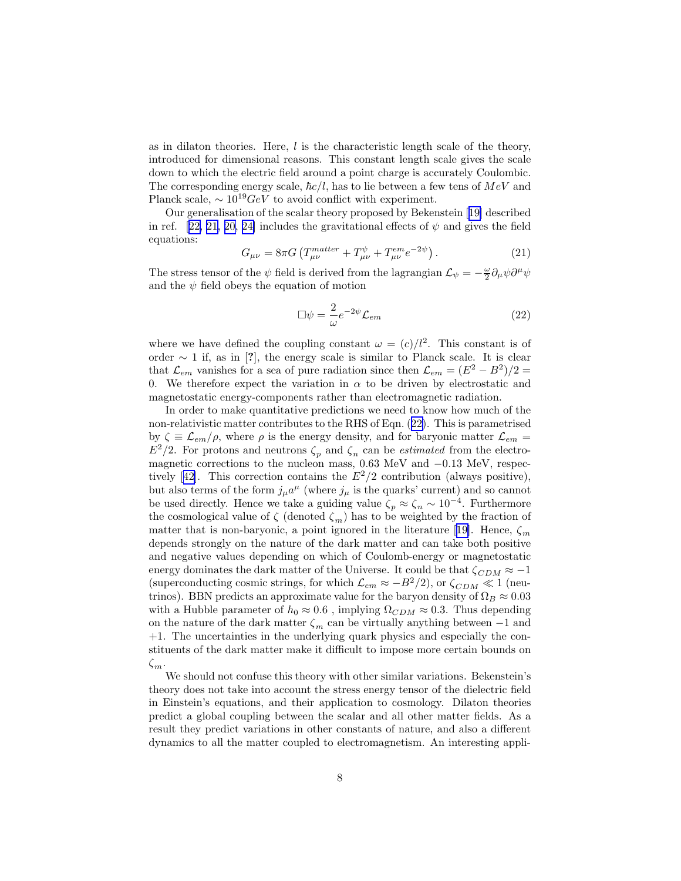as in dilaton theories. Here, $l$ is the characteristic length scale of the theory, introduced for dimensional reasons. This constant length scale gives the scale down to which the electric field around a point charge is accurately Coulombic. The corresponding energy scale, $\hbar c/l$, has to lie between a few tens of $MeV$ and Planck scale, $\sim 10^{19} GeV$ to avoid conflict with experiment.

Our generalisation of the scalar theory proposed by Bekenstein [19] described in ref. [22, 21, 20, 24] includes the gravitational effects of $\psi$ and gives the field equations:

$$G_{\mu\nu} = 8\pi G \left( T^{matter}_{\mu\nu} + T^{\psi}_{\mu\nu} + T^{em}_{\mu\nu} e^{-2\psi} \right). \tag{21}$$

The stress tensor of the $\psi$ field is derived from the lagrangian $\mathcal{L}_\psi = -\frac{\omega}{2}\partial_\mu \psi \partial^\mu \psi$ and the $\psi$ field obeys the equation of motion

$$\Box \psi = \frac{2}{\omega} e^{-2\psi} \mathcal{L}_{em} \tag{22}$$

where we have defined the coupling constant $\omega = (c)/l^2$. This constant is of order $\sim 1$ if, as in [?], the energy scale is similar to Planck scale. It is clear that $\mathcal{L}_{em}$ vanishes for a sea of pure radiation since then $\mathcal{L}_{em} = (E^2 - B^2)/2 = 0$. We therefore expect the variation in $\alpha$ to be driven by electrostatic and magnetostatic energy-components rather than electromagnetic radiation.

In order to make quantitative predictions we need to know how much of the non-relativistic matter contributes to the RHS of Eqn. (22). This is parametrised by $\zeta \equiv \mathcal{L}_{em}/\rho$, where $\rho$ is the energy density, and for baryonic matter $\mathcal{L}_{em} = E^2/2$. For protons and neutrons $\zeta_p$ and $\zeta_n$ can be *estimated* from the electromagnetic corrections to the nucleon mass, 0.63 MeV and $-0.13$ MeV, respectively [42]. This correction contains the $E^2/2$ contribution (always positive), but also terms of the form $j_\mu a^\mu$ (where $j_\mu$ is the quarks' current) and so cannot be used directly. Hence we take a guiding value $\zeta_p \approx \zeta_n \sim 10^{-4}$. Furthermore the cosmological value of $\zeta$ (denoted $\zeta_m$) has to be weighted by the fraction of matter that is non-baryonic, a point ignored in the literature [19]. Hence, $\zeta_m$ depends strongly on the nature of the dark matter and can take both positive and negative values depending on which of Coulomb-energy or magnetostatic energy dominates the dark matter of the Universe. It could be that $\zeta_{CDM} \approx -1$ (superconducting cosmic strings, for which $\mathcal{L}_{em} \approx -B^2/2$), or $\zeta_{CDM} \ll 1$ (neutrinos). BBN predicts an approximate value for the baryon density of $\Omega_B \approx 0.03$ with a Hubble parameter of $h_0 \approx 0.6$ , implying $\Omega_{CDM} \approx 0.3$. Thus depending on the nature of the dark matter $\zeta_m$ can be virtually anything between $-1$ and $+1$. The uncertainties in the underlying quark physics and especially the constituents of the dark matter make it difficult to impose more certain bounds on $\zeta_m$.

We should not confuse this theory with other similar variations. Bekenstein's theory does not take into account the stress energy tensor of the dielectric field in Einstein's equations, and their application to cosmology. Dilaton theories predict a global coupling between the scalar and all other matter fields. As a result they predict variations in other constants of nature, and also a different dynamics to all the matter coupled to electromagnetism. An interesting appli-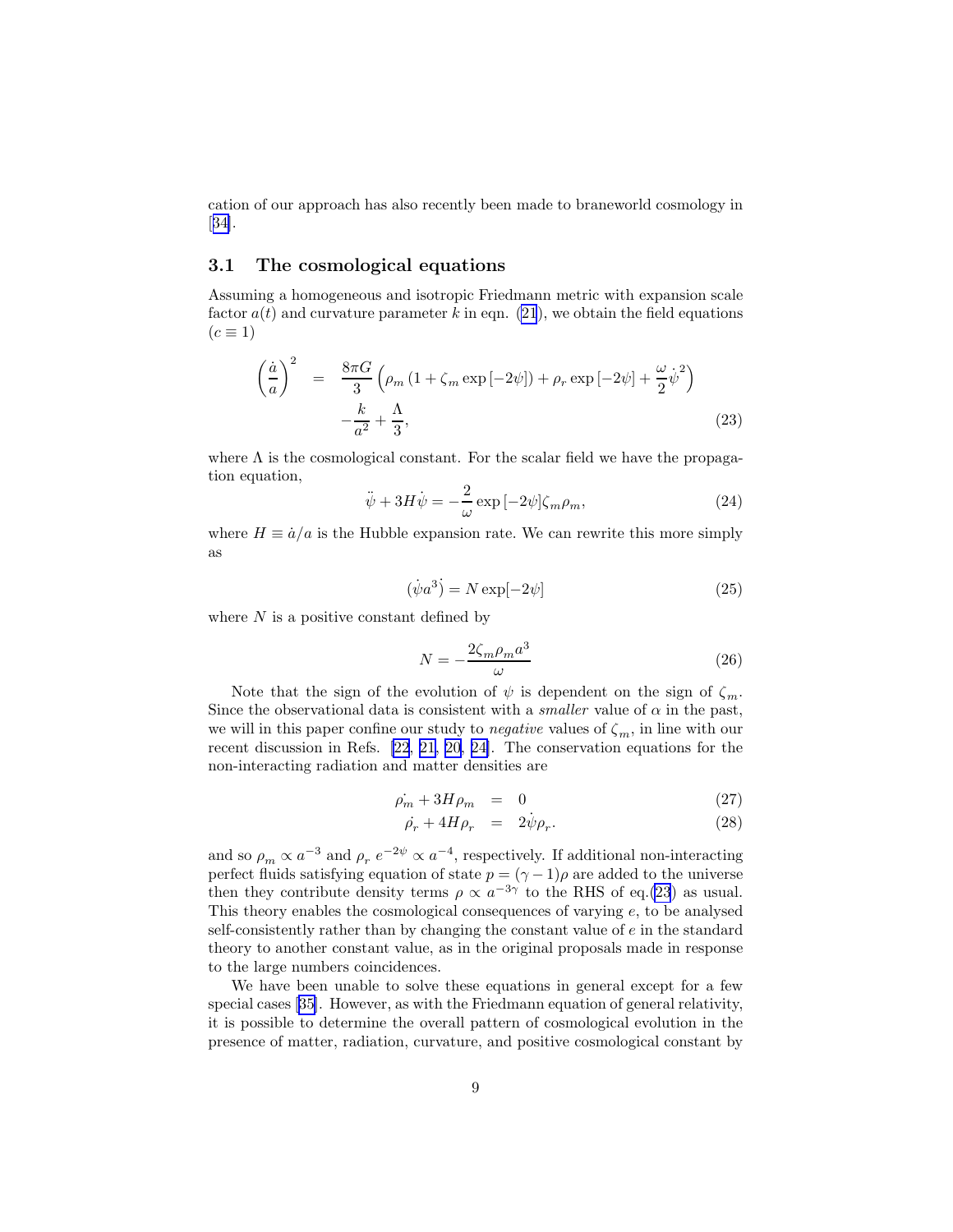cation of our approach has also recently been made to braneworld cosmology in [34].

### 3.1 The cosmological equations

Assuming a homogeneous and isotropic Friedmann metric with expansion scale factor $a(t)$ and curvature parameter $k$ in eqn. (21), we obtain the field equations ($c \equiv 1$)

$$
\begin{aligned}
\left(\frac{\dot{a}}{a}\right)^2 &= \frac{8\pi G}{3}\left(\rho_m \left(1 + \zeta_m \exp\left[-2\psi\right]\right) + \rho_r \exp\left[-2\psi\right] + \frac{\omega}{2}\dot{\psi}^2\right) \\
&\quad - \frac{k}{a^2} + \frac{\Lambda}{3},
\end{aligned}
\tag{23}
$$

where $\Lambda$ is the cosmological constant. For the scalar field we have the propagation equation,

$$
\ddot{\psi} + 3H\dot{\psi} = -\frac{2}{\omega}\exp\left[-2\psi\right]\zeta_m \rho_m, \tag{24}
$$

where $H \equiv \dot{a}/a$ is the Hubble expansion rate. We can rewrite this more simply as

$$
(\dot{\psi a^3}) = N \exp[-2\psi] \tag{25}
$$

where $N$ is a positive constant defined by

$$
N = -\frac{2\zeta_m \rho_m a^3}{\omega} \tag{26}
$$

Note that the sign of the evolution of $\psi$ is dependent on the sign of $\zeta_m$. Since the observational data is consistent with a *smaller* value of $\alpha$ in the past, we will in this paper confine our study to *negative* values of $\zeta_m$, in line with our recent discussion in Refs. [22, 21, 20, 24]. The conservation equations for the non-interacting radiation and matter densities are

$$
\begin{aligned}
\dot{\rho_m} + 3H\rho_m &= 0 \qquad (27) \\
\dot{\rho_r} + 4H\rho_r &= 2\dot{\psi}\rho_r. \qquad (28)
\end{aligned}
$$

and so $\rho_m \propto a^{-3}$ and $\rho_r\, e^{-2\psi} \propto a^{-4}$, respectively. If additional non-interacting perfect fluids satisfying equation of state $p = (\gamma - 1)\rho$ are added to the universe then they contribute density terms $\rho \propto a^{-3\gamma}$ to the RHS of eq.(23) as usual. This theory enables the cosmological consequences of varying $e$, to be analysed self-consistently rather than by changing the constant value of $e$ in the standard theory to another constant value, as in the original proposals made in response to the large numbers coincidences.

We have been unable to solve these equations in general except for a few special cases [35]. However, as with the Friedmann equation of general relativity, it is possible to determine the overall pattern of cosmological evolution in the presence of matter, radiation, curvature, and positive cosmological constant by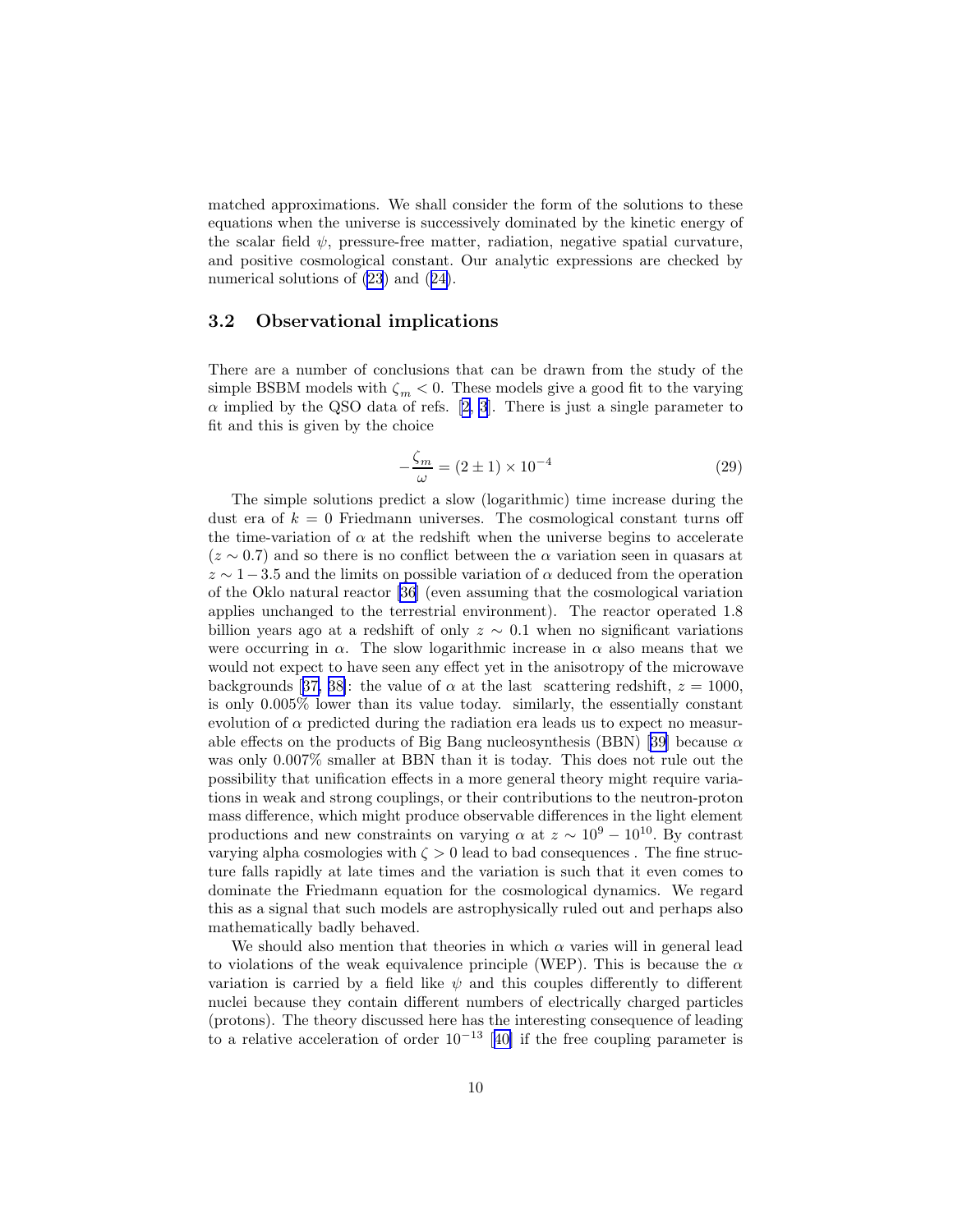matched approximations. We shall consider the form of the solutions to these equations when the universe is successively dominated by the kinetic energy of the scalar field $\psi$, pressure-free matter, radiation, negative spatial curvature, and positive cosmological constant. Our analytic expressions are checked by numerical solutions of (23) and (24).

### 3.2 Observational implications

There are a number of conclusions that can be drawn from the study of the simple BSBM models with $\zeta_m < 0$. These models give a good fit to the varying $\alpha$ implied by the QSO data of refs. [2, 3]. There is just a single parameter to fit and this is given by the choice

$$-\frac{\zeta_m}{\omega} = (2 \pm 1) \times 10^{-4} \tag{29}$$

The simple solutions predict a slow (logarithmic) time increase during the dust era of $k = 0$ Friedmann universes. The cosmological constant turns off the time-variation of $\alpha$ at the redshift when the universe begins to accelerate ($z \sim 0.7$) and so there is no conflict between the $\alpha$ variation seen in quasars at $z \sim 1 - 3.5$ and the limits on possible variation of $\alpha$ deduced from the operation of the Oklo natural reactor [36] (even assuming that the cosmological variation applies unchanged to the terrestrial environment). The reactor operated 1.8 billion years ago at a redshift of only $z \sim 0.1$ when no significant variations were occurring in $\alpha$. The slow logarithmic increase in $\alpha$ also means that we would not expect to have seen any effect yet in the anisotropy of the microwave backgrounds [37, 38]: the value of $\alpha$ at the last scattering redshift, $z = 1000$, is only 0.005% lower than its value today. similarly, the essentially constant evolution of $\alpha$ predicted during the radiation era leads us to expect no measurable effects on the products of Big Bang nucleosynthesis (BBN) [39] because $\alpha$ was only 0.007% smaller at BBN than it is today. This does not rule out the possibility that unification effects in a more general theory might require variations in weak and strong couplings, or their contributions to the neutron-proton mass difference, which might produce observable differences in the light element productions and new constraints on varying $\alpha$ at $z \sim 10^9 - 10^{10}$. By contrast varying alpha cosmologies with $\zeta > 0$ lead to bad consequences . The fine structure falls rapidly at late times and the variation is such that it even comes to dominate the Friedmann equation for the cosmological dynamics. We regard this as a signal that such models are astrophysically ruled out and perhaps also mathematically badly behaved.

We should also mention that theories in which $\alpha$ varies will in general lead to violations of the weak equivalence principle (WEP). This is because the $\alpha$ variation is carried by a field like $\psi$ and this couples differently to different nuclei because they contain different numbers of electrically charged particles (protons). The theory discussed here has the interesting consequence of leading to a relative acceleration of order $10^{-13}$ [40] if the free coupling parameter is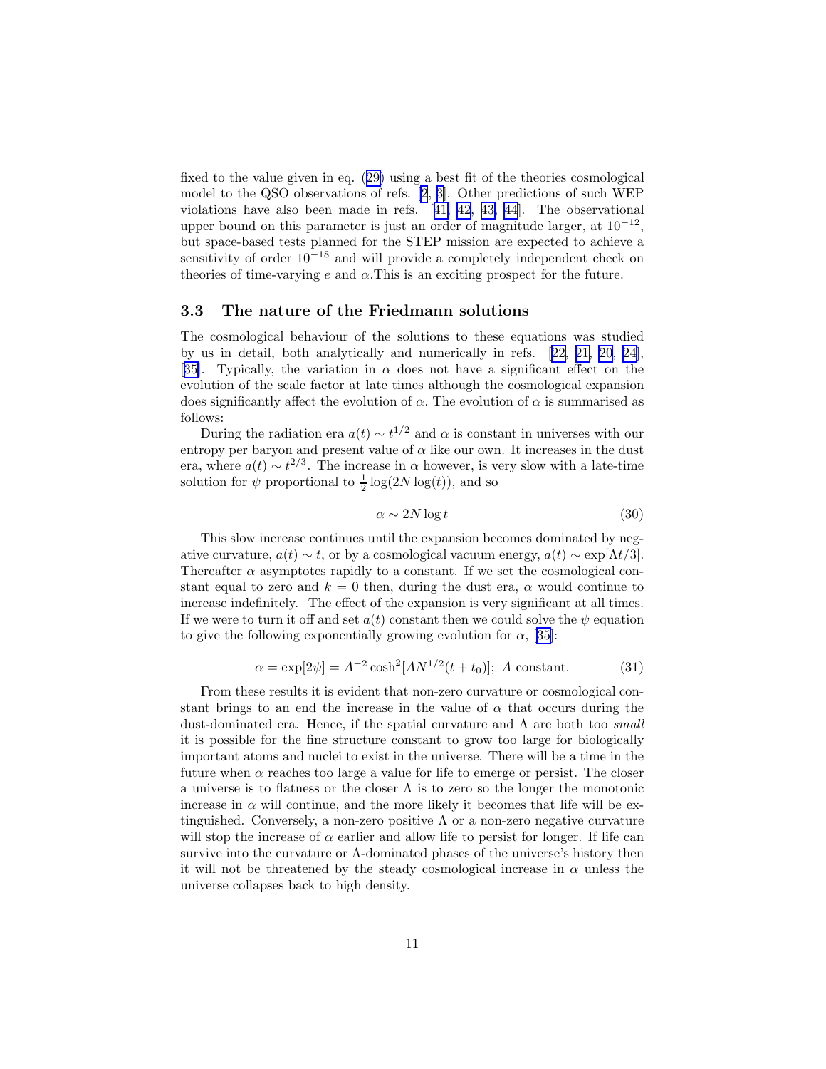fixed to the value given in eq. (29) using a best fit of the theories cosmological model to the QSO observations of refs. [2, 3]. Other predictions of such WEP violations have also been made in refs. [41, 42, 43, 44]. The observational upper bound on this parameter is just an order of magnitude larger, at $10^{-12}$, but space-based tests planned for the STEP mission are expected to achieve a sensitivity of order $10^{-18}$ and will provide a completely independent check on theories of time-varying $e$ and $\alpha$.This is an exciting prospect for the future.

### 3.3 The nature of the Friedmann solutions

The cosmological behaviour of the solutions to these equations was studied by us in detail, both analytically and numerically in refs. [22, 21, 20, 24], [35]. Typically, the variation in $\alpha$ does not have a significant effect on the evolution of the scale factor at late times although the cosmological expansion does significantly affect the evolution of $\alpha$. The evolution of $\alpha$ is summarised as follows:

During the radiation era $a(t) \sim t^{1/2}$ and $\alpha$ is constant in universes with our entropy per baryon and present value of $\alpha$ like our own. It increases in the dust era, where $a(t) \sim t^{2/3}$. The increase in $\alpha$ however, is very slow with a late-time solution for $\psi$ proportional to $\frac{1}{2}\log(2N\log(t))$, and so

$$\alpha \sim 2N \log t \tag{30}$$

This slow increase continues until the expansion becomes dominated by negative curvature, $a(t) \sim t$, or by a cosmological vacuum energy, $a(t) \sim \exp[\Lambda t/3]$. Thereafter $\alpha$ asymptotes rapidly to a constant. If we set the cosmological constant equal to zero and $k = 0$ then, during the dust era, $\alpha$ would continue to increase indefinitely. The effect of the expansion is very significant at all times. If we were to turn it off and set $a(t)$ constant then we could solve the $\psi$ equation to give the following exponentially growing evolution for $\alpha$, [35]:

$$\alpha = \exp[2\psi] = A^{-2}\cosh^2[AN^{1/2}(t + t_0)];\ A \text{ constant.} \tag{31}$$

From these results it is evident that non-zero curvature or cosmological constant brings to an end the increase in the value of $\alpha$ that occurs during the dust-dominated era. Hence, if the spatial curvature and $\Lambda$ are both too *small* it is possible for the fine structure constant to grow too large for biologically important atoms and nuclei to exist in the universe. There will be a time in the future when $\alpha$ reaches too large a value for life to emerge or persist. The closer a universe is to flatness or the closer $\Lambda$ is to zero so the longer the monotonic increase in $\alpha$ will continue, and the more likely it becomes that life will be extinguished. Conversely, a non-zero positive $\Lambda$ or a non-zero negative curvature will stop the increase of $\alpha$ earlier and allow life to persist for longer. If life can survive into the curvature or $\Lambda$-dominated phases of the universe's history then it will not be threatened by the steady cosmological increase in $\alpha$ unless the universe collapses back to high density.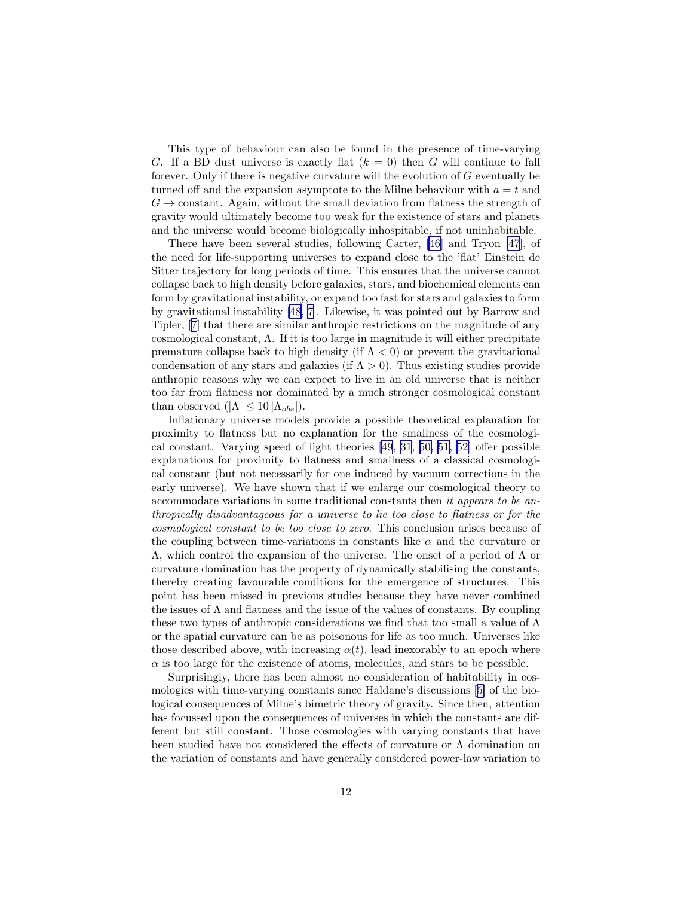This type of behaviour can also be found in the presence of time-varying $G$. If a BD dust universe is exactly flat ($k = 0$) then $G$ will continue to fall forever. Only if there is negative curvature will the evolution of $G$ eventually be turned off and the expansion asymptote to the Milne behaviour with $a = t$ and $G \to$ constant. Again, without the small deviation from flatness the strength of gravity would ultimately become too weak for the existence of stars and planets and the universe would become biologically inhospitable, if not uninhabitable.

There have been several studies, following Carter, [46] and Tryon [47], of the need for life-supporting universes to expand close to the 'flat' Einstein de Sitter trajectory for long periods of time. This ensures that the universe cannot collapse back to high density before galaxies, stars, and biochemical elements can form by gravitational instability, or expand too fast for stars and galaxies to form by gravitational instability [48, 7]. Likewise, it was pointed out by Barrow and Tipler, [7] that there are similar anthropic restrictions on the magnitude of any cosmological constant, $\Lambda$. If it is too large in magnitude it will either precipitate premature collapse back to high density (if $\Lambda < 0$) or prevent the gravitational condensation of any stars and galaxies (if $\Lambda > 0$). Thus existing studies provide anthropic reasons why we can expect to live in an old universe that is neither too far from flatness nor dominated by a much stronger cosmological constant than observed ($|\Lambda| \leq 10\,|\Lambda_{obs}|$).

Inflationary universe models provide a possible theoretical explanation for proximity to flatness but no explanation for the smallness of the cosmological constant. Varying speed of light theories [49, 31, 50, 51, 52] offer possible explanations for proximity to flatness and smallness of a classical cosmological constant (but not necessarily for one induced by vacuum corrections in the early universe). We have shown that if we enlarge our cosmological theory to accommodate variations in some traditional constants then *it appears to be anthropically disadvantageous for a universe to lie too close to flatness or for the cosmological constant to be too close to zero*. This conclusion arises because of the coupling between time-variations in constants like $\alpha$ and the curvature or $\Lambda$, which control the expansion of the universe. The onset of a period of $\Lambda$ or curvature domination has the property of dynamically stabilising the constants, thereby creating favourable conditions for the emergence of structures. This point has been missed in previous studies because they have never combined the issues of $\Lambda$ and flatness and the issue of the values of constants. By coupling these two types of anthropic considerations we find that too small a value of $\Lambda$ or the spatial curvature can be as poisonous for life as too much. Universes like those described above, with increasing $\alpha(t)$, lead inexorably to an epoch where $\alpha$ is too large for the existence of atoms, molecules, and stars to be possible.

Surprisingly, there has been almost no consideration of habitability in cosmologies with time-varying constants since Haldane's discussions [5] of the biological consequences of Milne's bimetric theory of gravity. Since then, attention has focussed upon the consequences of universes in which the constants are different but still constant. Those cosmologies with varying constants that have been studied have not considered the effects of curvature or $\Lambda$ domination on the variation of constants and have generally considered power-law variation to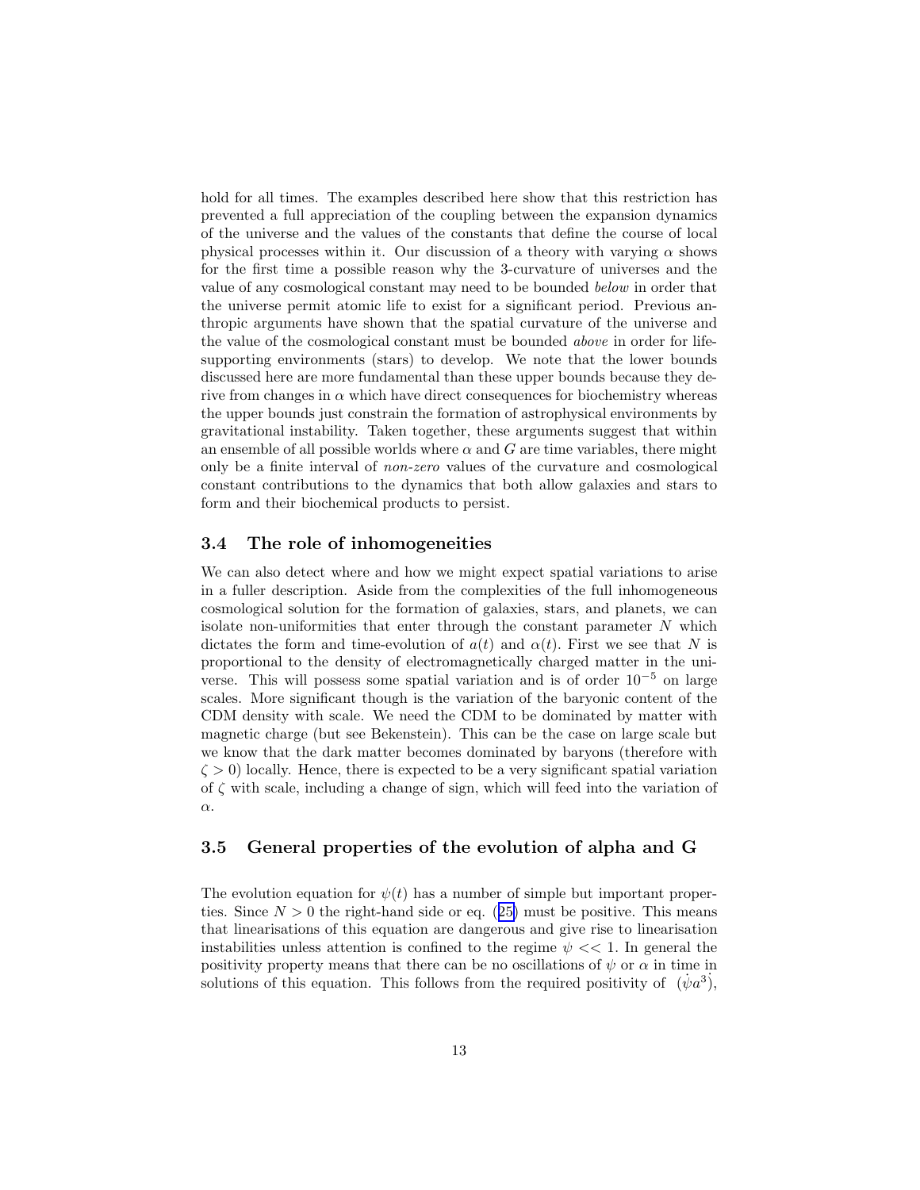hold for all times. The examples described here show that this restriction has prevented a full appreciation of the coupling between the expansion dynamics of the universe and the values of the constants that define the course of local physical processes within it. Our discussion of a theory with varying $\alpha$ shows for the first time a possible reason why the 3-curvature of universes and the value of any cosmological constant may need to be bounded *below* in order that the universe permit atomic life to exist for a significant period. Previous anthropic arguments have shown that the spatial curvature of the universe and the value of the cosmological constant must be bounded *above* in order for life-supporting environments (stars) to develop. We note that the lower bounds discussed here are more fundamental than these upper bounds because they derive from changes in $\alpha$ which have direct consequences for biochemistry whereas the upper bounds just constrain the formation of astrophysical environments by gravitational instability. Taken together, these arguments suggest that within an ensemble of all possible worlds where $\alpha$ and $G$ are time variables, there might only be a finite interval of *non-zero* values of the curvature and cosmological constant contributions to the dynamics that both allow galaxies and stars to form and their biochemical products to persist.

### 3.4 The role of inhomogeneities

We can also detect where and how we might expect spatial variations to arise in a fuller description. Aside from the complexities of the full inhomogeneous cosmological solution for the formation of galaxies, stars, and planets, we can isolate non-uniformities that enter through the constant parameter $N$ which dictates the form and time-evolution of $a(t)$ and $\alpha(t)$. First we see that $N$ is proportional to the density of electromagnetically charged matter in the universe. This will possess some spatial variation and is of order $10^{-5}$ on large scales. More significant though is the variation of the baryonic content of the CDM density with scale. We need the CDM to be dominated by matter with magnetic charge (but see Bekenstein). This can be the case on large scale but we know that the dark matter becomes dominated by baryons (therefore with $\zeta > 0$) locally. Hence, there is expected to be a very significant spatial variation of $\zeta$ with scale, including a change of sign, which will feed into the variation of $\alpha$.

### 3.5 General properties of the evolution of alpha and G

The evolution equation for $\psi(t)$ has a number of simple but important properties. Since $N > 0$ the right-hand side or eq. (25) must be positive. This means that linearisations of this equation are dangerous and give rise to linearisation instabilities unless attention is confined to the regime $\psi << 1$. In general the positivity property means that there can be no oscillations of $\psi$ or $\alpha$ in time in solutions of this equation. This follows from the required positivity of $(\dot{\psi} a^3)\dot{}$,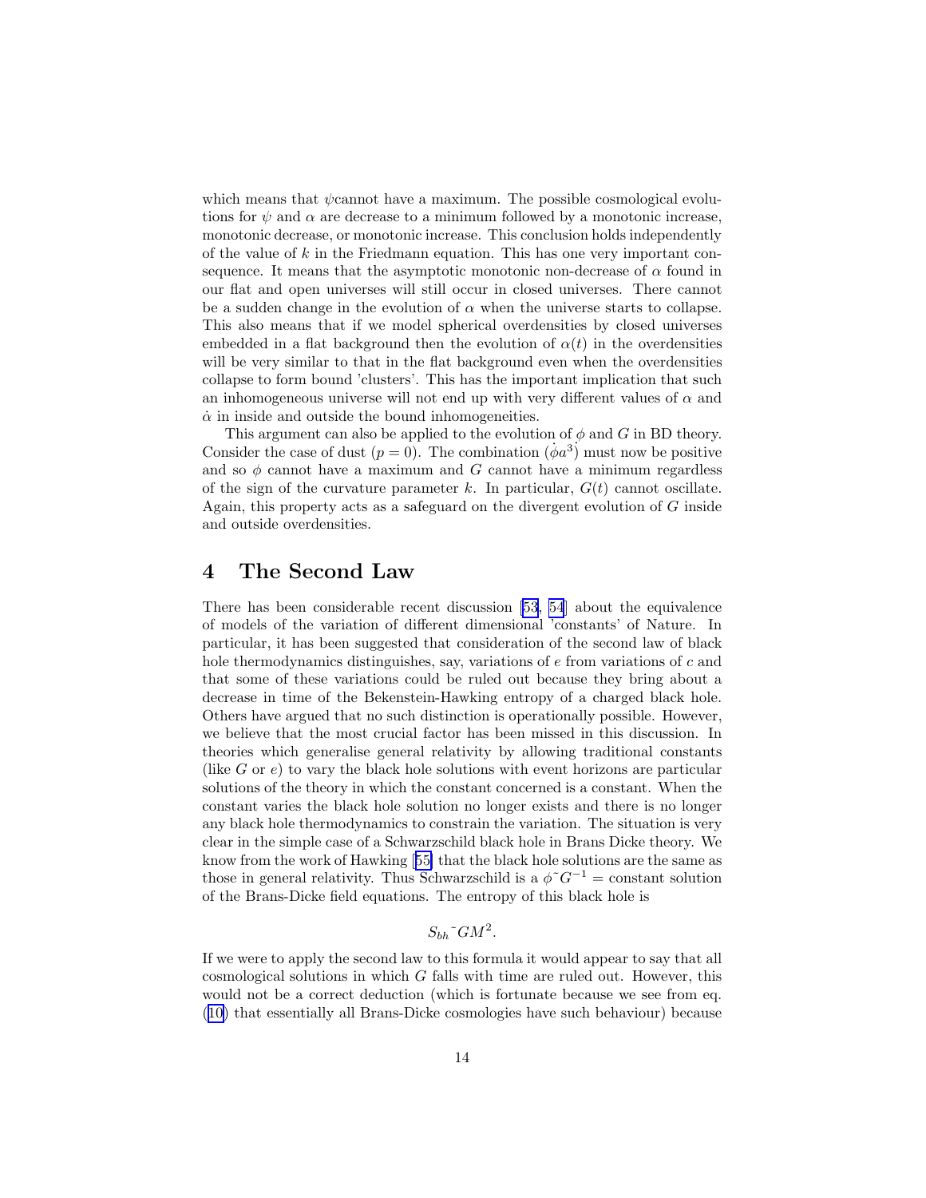which means that $\psi$cannot have a maximum. The possible cosmological evolutions for $\psi$ and $\alpha$ are decrease to a minimum followed by a monotonic increase, monotonic decrease, or monotonic increase. This conclusion holds independently of the value of $k$ in the Friedmann equation. This has one very important consequence. It means that the asymptotic monotonic non-decrease of $\alpha$ found in our flat and open universes will still occur in closed universes. There cannot be a sudden change in the evolution of $\alpha$ when the universe starts to collapse. This also means that if we model spherical overdensities by closed universes embedded in a flat background then the evolution of $\alpha(t)$ in the overdensities will be very similar to that in the flat background even when the overdensities collapse to form bound 'clusters'. This has the important implication that such an inhomogeneous universe will not end up with very different values of $\alpha$ and $\dot{\alpha}$ in inside and outside the bound inhomogeneities.

This argument can also be applied to the evolution of $\phi$ and $G$ in BD theory. Consider the case of dust ($p = 0$). The combination $(\dot{\phi}a^3)$ must now be positive and so $\phi$ cannot have a maximum and $G$ cannot have a minimum regardless of the sign of the curvature parameter $k$. In particular, $G(t)$ cannot oscillate. Again, this property acts as a safeguard on the divergent evolution of $G$ inside and outside overdensities.

# 4 The Second Law

There has been considerable recent discussion [53, 54] about the equivalence of models of the variation of different dimensional 'constants' of Nature. In particular, it has been suggested that consideration of the second law of black hole thermodynamics distinguishes, say, variations of $e$ from variations of $c$ and that some of these variations could be ruled out because they bring about a decrease in time of the Bekenstein-Hawking entropy of a charged black hole. Others have argued that no such distinction is operationally possible. However, we believe that the most crucial factor has been missed in this discussion. In theories which generalise general relativity by allowing traditional constants (like $G$ or $e$) to vary the black hole solutions with event horizons are particular solutions of the theory in which the constant concerned is a constant. When the constant varies the black hole solution no longer exists and there is no longer any black hole thermodynamics to constrain the variation. The situation is very clear in the simple case of a Schwarzschild black hole in Brans Dicke theory. We know from the work of Hawking [55] that the black hole solutions are the same as those in general relativity. Thus Schwarzschild is a $\phi\tilde{\ }G^{-1} =$ constant solution of the Brans-Dicke field equations. The entropy of this black hole is

$$S_{bh}\tilde{\ }GM^2.$$

If we were to apply the second law to this formula it would appear to say that all cosmological solutions in which $G$ falls with time are ruled out. However, this would not be a correct deduction (which is fortunate because we see from eq. (10) that essentially all Brans-Dicke cosmologies have such behaviour) because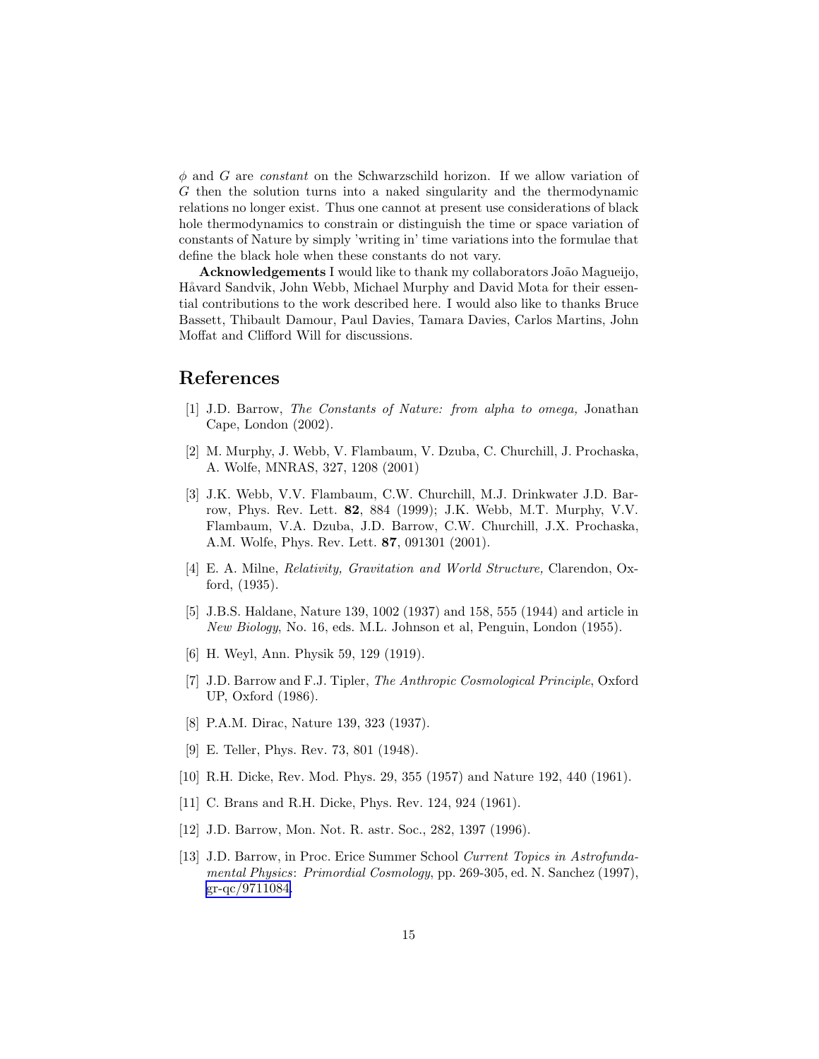$\phi$ and $G$ are *constant* on the Schwarzschild horizon. If we allow variation of $G$ then the solution turns into a naked singularity and the thermodynamic relations no longer exist. Thus one cannot at present use considerations of black hole thermodynamics to constrain or distinguish the time or space variation of constants of Nature by simply 'writing in' time variations into the formulae that define the black hole when these constants do not vary.

**Acknowledgements** I would like to thank my collaborators João Magueijo, Håvard Sandvik, John Webb, Michael Murphy and David Mota for their essential contributions to the work described here. I would also like to thanks Bruce Bassett, Thibault Damour, Paul Davies, Tamara Davies, Carlos Martins, John Moffat and Clifford Will for discussions.

## References

[1] J.D. Barrow, *The Constants of Nature: from alpha to omega,* Jonathan Cape, London (2002).

[2] M. Murphy, J. Webb, V. Flambaum, V. Dzuba, C. Churchill, J. Prochaska, A. Wolfe, MNRAS, 327, 1208 (2001)

[3] J.K. Webb, V.V. Flambaum, C.W. Churchill, M.J. Drinkwater J.D. Barrow, Phys. Rev. Lett. **82**, 884 (1999); J.K. Webb, M.T. Murphy, V.V. Flambaum, V.A. Dzuba, J.D. Barrow, C.W. Churchill, J.X. Prochaska, A.M. Wolfe, Phys. Rev. Lett. **87**, 091301 (2001).

[4] E. A. Milne, *Relativity, Gravitation and World Structure,* Clarendon, Oxford, (1935).

[5] J.B.S. Haldane, Nature 139, 1002 (1937) and 158, 555 (1944) and article in *New Biology*, No. 16, eds. M.L. Johnson et al, Penguin, London (1955).

[6] H. Weyl, Ann. Physik 59, 129 (1919).

[7] J.D. Barrow and F.J. Tipler, *The Anthropic Cosmological Principle*, Oxford UP, Oxford (1986).

[8] P.A.M. Dirac, Nature 139, 323 (1937).

[9] E. Teller, Phys. Rev. 73, 801 (1948).

[10] R.H. Dicke, Rev. Mod. Phys. 29, 355 (1957) and Nature 192, 440 (1961).

[11] C. Brans and R.H. Dicke, Phys. Rev. 124, 924 (1961).

[12] J.D. Barrow, Mon. Not. R. astr. Soc., 282, 1397 (1996).

[13] J.D. Barrow, in Proc. Erice Summer School *Current Topics in Astrofundamental Physics*: *Primordial Cosmology*, pp. 269-305, ed. N. Sanchez (1997), gr-qc/9711084.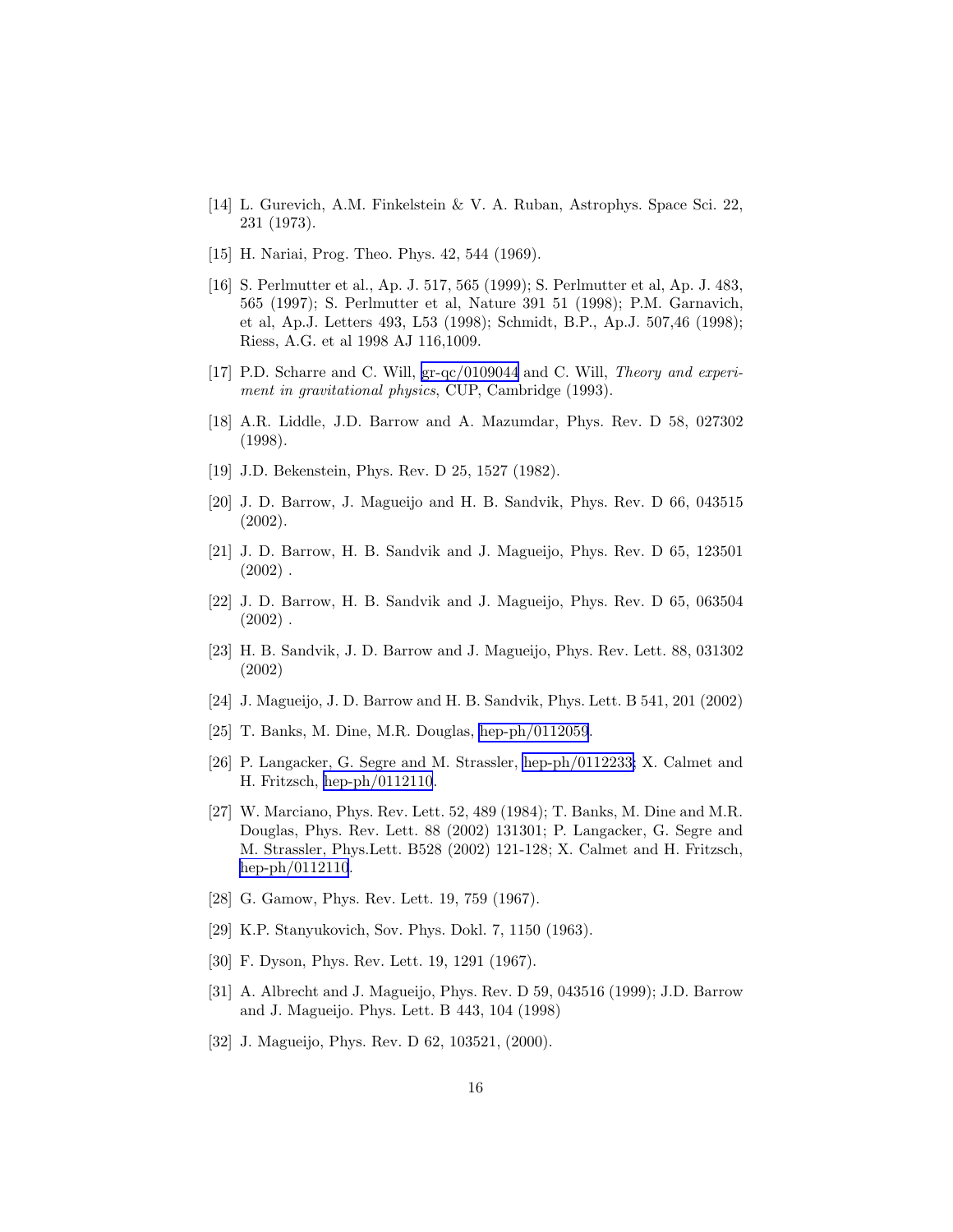[14] L. Gurevich, A.M. Finkelstein & V. A. Ruban, Astrophys. Space Sci. 22, 231 (1973).

[15] H. Nariai, Prog. Theo. Phys. 42, 544 (1969).

[16] S. Perlmutter et al., Ap. J. 517, 565 (1999); S. Perlmutter et al, Ap. J. 483, 565 (1997); S. Perlmutter et al, Nature 391 51 (1998); P.M. Garnavich, et al, Ap.J. Letters 493, L53 (1998); Schmidt, B.P., Ap.J. 507,46 (1998); Riess, A.G. et al 1998 AJ 116,1009.

[17] P.D. Scharre and C. Will, gr-qc/0109044 and C. Will, *Theory and experiment in gravitational physics*, CUP, Cambridge (1993).

[18] A.R. Liddle, J.D. Barrow and A. Mazumdar, Phys. Rev. D 58, 027302 (1998).

[19] J.D. Bekenstein, Phys. Rev. D 25, 1527 (1982).

[20] J. D. Barrow, J. Magueijo and H. B. Sandvik, Phys. Rev. D 66, 043515 (2002).

[21] J. D. Barrow, H. B. Sandvik and J. Magueijo, Phys. Rev. D 65, 123501 (2002) .

[22] J. D. Barrow, H. B. Sandvik and J. Magueijo, Phys. Rev. D 65, 063504 (2002) .

[23] H. B. Sandvik, J. D. Barrow and J. Magueijo, Phys. Rev. Lett. 88, 031302 (2002)

[24] J. Magueijo, J. D. Barrow and H. B. Sandvik, Phys. Lett. B 541, 201 (2002)

[25] T. Banks, M. Dine, M.R. Douglas, hep-ph/0112059.

[26] P. Langacker, G. Segre and M. Strassler, hep-ph/0112233; X. Calmet and H. Fritzsch, hep-ph/0112110.

[27] W. Marciano, Phys. Rev. Lett. 52, 489 (1984); T. Banks, M. Dine and M.R. Douglas, Phys. Rev. Lett. 88 (2002) 131301; P. Langacker, G. Segre and M. Strassler, Phys.Lett. B528 (2002) 121-128; X. Calmet and H. Fritzsch, hep-ph/0112110.

[28] G. Gamow, Phys. Rev. Lett. 19, 759 (1967).

[29] K.P. Stanyukovich, Sov. Phys. Dokl. 7, 1150 (1963).

[30] F. Dyson, Phys. Rev. Lett. 19, 1291 (1967).

[31] A. Albrecht and J. Magueijo, Phys. Rev. D 59, 043516 (1999); J.D. Barrow and J. Magueijo. Phys. Lett. B 443, 104 (1998)

[32] J. Magueijo, Phys. Rev. D 62, 103521, (2000).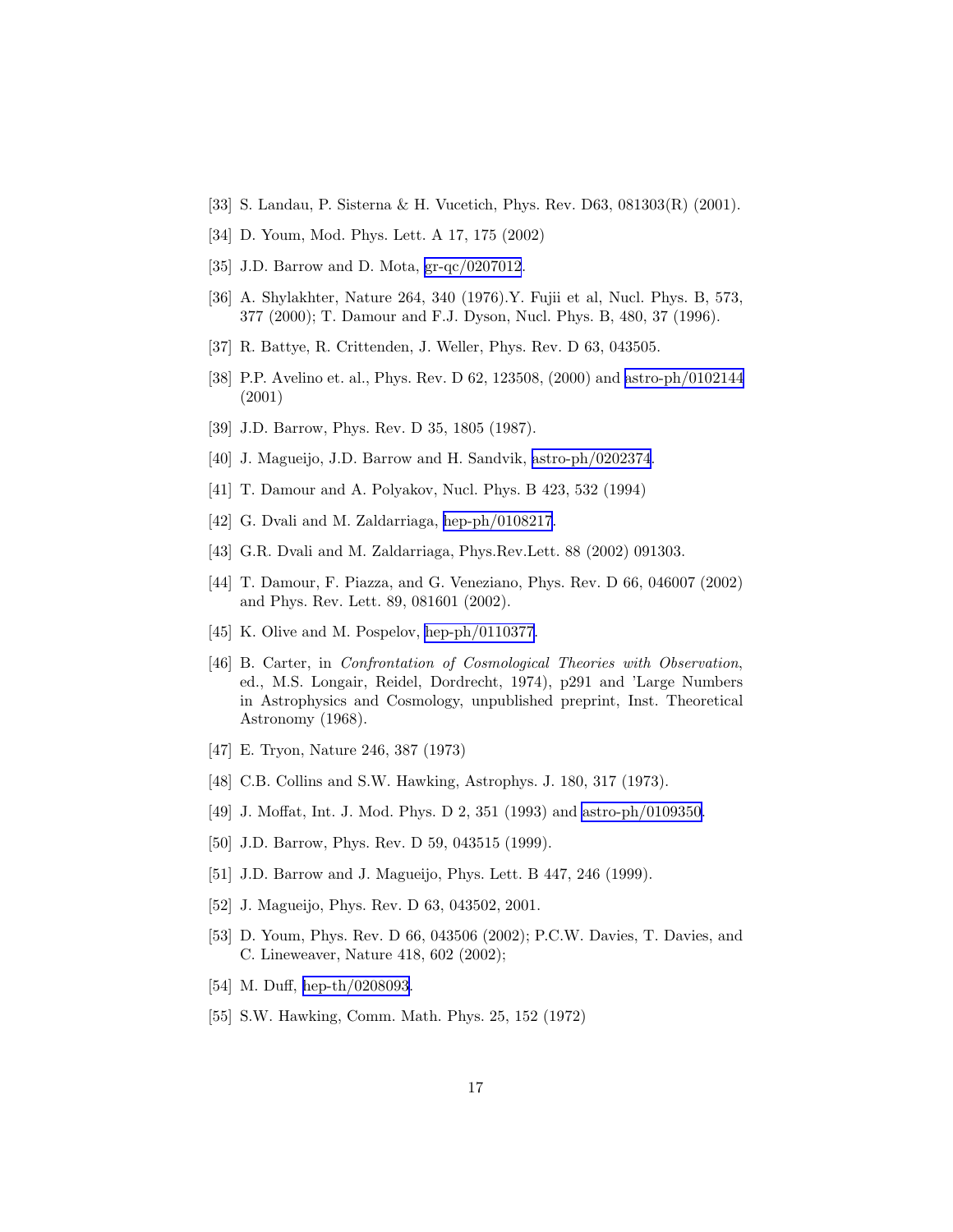[33] S. Landau, P. Sisterna & H. Vucetich, Phys. Rev. D63, 081303(R) (2001).

[34] D. Youm, Mod. Phys. Lett. A 17, 175 (2002)

[35] J.D. Barrow and D. Mota, gr-qc/0207012.

[36] A. Shylakhter, Nature 264, 340 (1976).Y. Fujii et al, Nucl. Phys. B, 573, 377 (2000); T. Damour and F.J. Dyson, Nucl. Phys. B, 480, 37 (1996).

[37] R. Battye, R. Crittenden, J. Weller, Phys. Rev. D 63, 043505.

[38] P.P. Avelino et. al., Phys. Rev. D 62, 123508, (2000) and astro-ph/0102144 (2001)

[39] J.D. Barrow, Phys. Rev. D 35, 1805 (1987).

[40] J. Magueijo, J.D. Barrow and H. Sandvik, astro-ph/0202374.

[41] T. Damour and A. Polyakov, Nucl. Phys. B 423, 532 (1994)

[42] G. Dvali and M. Zaldarriaga, hep-ph/0108217.

[43] G.R. Dvali and M. Zaldarriaga, Phys.Rev.Lett. 88 (2002) 091303.

[44] T. Damour, F. Piazza, and G. Veneziano, Phys. Rev. D 66, 046007 (2002) and Phys. Rev. Lett. 89, 081601 (2002).

[45] K. Olive and M. Pospelov, hep-ph/0110377.

[46] B. Carter, in *Confrontation of Cosmological Theories with Observation*, ed., M.S. Longair, Reidel, Dordrecht, 1974), p291 and 'Large Numbers in Astrophysics and Cosmology, unpublished preprint, Inst. Theoretical Astronomy (1968).

[47] E. Tryon, Nature 246, 387 (1973)

[48] C.B. Collins and S.W. Hawking, Astrophys. J. 180, 317 (1973).

[49] J. Moffat, Int. J. Mod. Phys. D 2, 351 (1993) and astro-ph/0109350.

[50] J.D. Barrow, Phys. Rev. D 59, 043515 (1999).

[51] J.D. Barrow and J. Magueijo, Phys. Lett. B 447, 246 (1999).

[52] J. Magueijo, Phys. Rev. D 63, 043502, 2001.

[53] D. Youm, Phys. Rev. D 66, 043506 (2002); P.C.W. Davies, T. Davies, and C. Lineweaver, Nature 418, 602 (2002);

[54] M. Duff, hep-th/0208093.

[55] S.W. Hawking, Comm. Math. Phys. 25, 152 (1972)